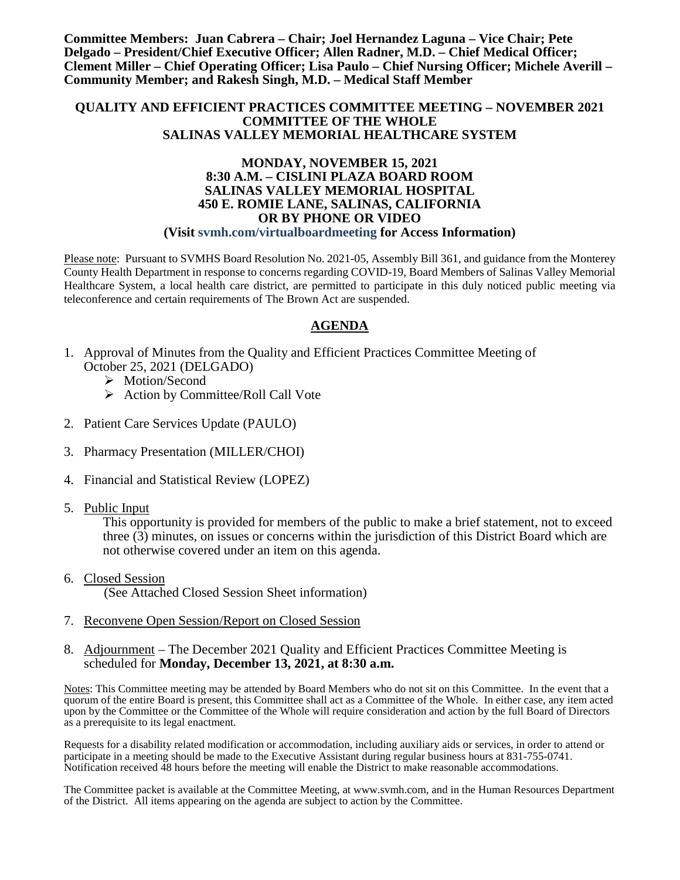**Committee Members: Juan Cabrera – Chair; Joel Hernandez Laguna – Vice Chair; Pete Delgado – President/Chief Executive Officer; Allen Radner, M.D. – Chief Medical Officer; Clement Miller – Chief Operating Officer; Lisa Paulo – Chief Nursing Officer; Michele Averill – Community Member; and Rakesh Singh, M.D. – Medical Staff Member**

# QUALITY AND EFFICIENT PRACTICES COMMITTEE MEETING – NOVEMBER 2021
## COMMITTEE OF THE WHOLE
## SALINAS VALLEY MEMORIAL HEALTHCARE SYSTEM

**MONDAY, NOVEMBER 15, 2021**
**8:30 A.M. – CISLINI PLAZA BOARD ROOM**
**SALINAS VALLEY MEMORIAL HOSPITAL**
**450 E. ROMIE LANE, SALINAS, CALIFORNIA**
**OR BY PHONE OR VIDEO**
**(Visit svmh.com/virtualboardmeeting for Access Information)**

Please note: Pursuant to SVMHS Board Resolution No. 2021-05, Assembly Bill 361, and guidance from the Monterey County Health Department in response to concerns regarding COVID-19, Board Members of Salinas Valley Memorial Healthcare System, a local health care district, are permitted to participate in this duly noticed public meeting via teleconference and certain requirements of The Brown Act are suspended.

## AGENDA

1. Approval of Minutes from the Quality and Efficient Practices Committee Meeting of October 25, 2021 (DELGADO)
   - Motion/Second
   - Action by Committee/Roll Call Vote
2. Patient Care Services Update (PAULO)
3. Pharmacy Presentation (MILLER/CHOI)
4. Financial and Statistical Review (LOPEZ)
5. Public Input

   This opportunity is provided for members of the public to make a brief statement, not to exceed three (3) minutes, on issues or concerns within the jurisdiction of this District Board which are not otherwise covered under an item on this agenda.
6. Closed Session

   (See Attached Closed Session Sheet information)
7. Reconvene Open Session/Report on Closed Session
8. Adjournment – The December 2021 Quality and Efficient Practices Committee Meeting is scheduled for **Monday, December 13, 2021, at 8:30 a.m.**

Notes: This Committee meeting may be attended by Board Members who do not sit on this Committee. In the event that a quorum of the entire Board is present, this Committee shall act as a Committee of the Whole. In either case, any item acted upon by the Committee or the Committee of the Whole will require consideration and action by the full Board of Directors as a prerequisite to its legal enactment.

Requests for a disability related modification or accommodation, including auxiliary aids or services, in order to attend or participate in a meeting should be made to the Executive Assistant during regular business hours at 831-755-0741. Notification received 48 hours before the meeting will enable the District to make reasonable accommodations.

The Committee packet is available at the Committee Meeting, at www.svmh.com, and in the Human Resources Department of the District. All items appearing on the agenda are subject to action by the Committee.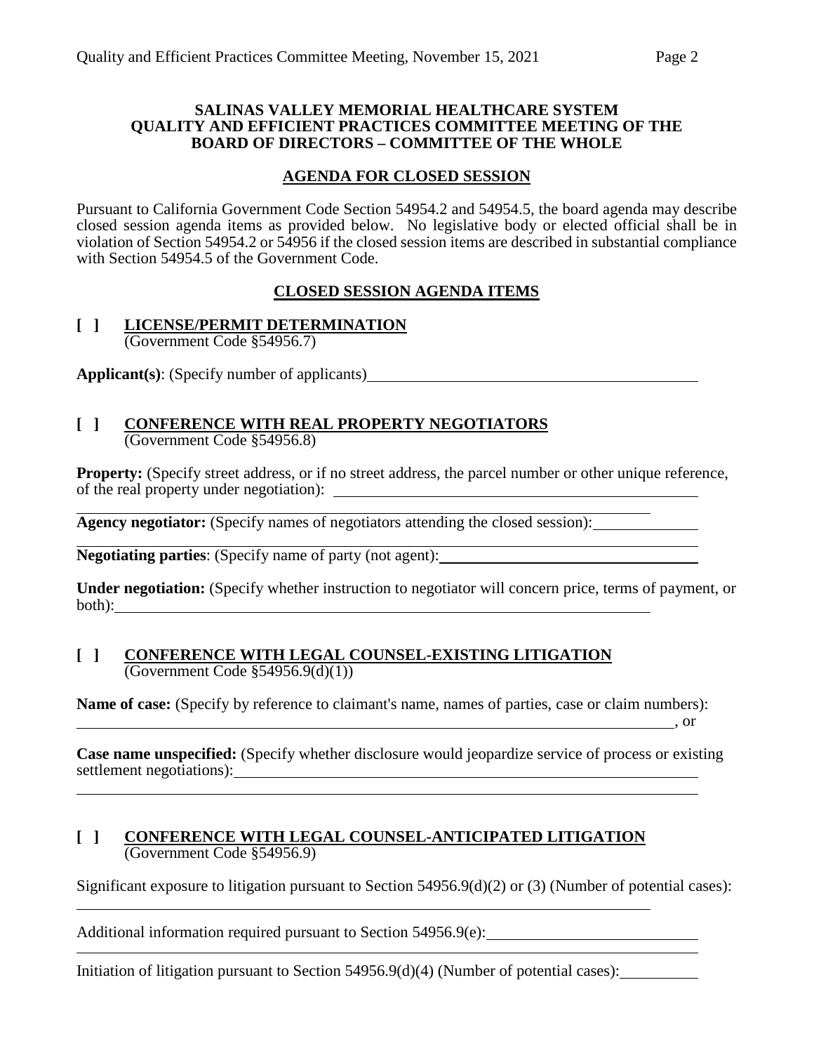**SALINAS VALLEY MEMORIAL HEALTHCARE SYSTEM**
**QUALITY AND EFFICIENT PRACTICES COMMITTEE MEETING OF THE BOARD OF DIRECTORS – COMMITTEE OF THE WHOLE**

## AGENDA FOR CLOSED SESSION

Pursuant to California Government Code Section 54954.2 and 54954.5, the board agenda may describe closed session agenda items as provided below. No legislative body or elected official shall be in violation of Section 54954.2 or 54956 if the closed session items are described in substantial compliance with Section 54954.5 of the Government Code.

## CLOSED SESSION AGENDA ITEMS

**[ ] LICENSE/PERMIT DETERMINATION**
(Government Code §54956.7)

**Applicant(s)**: (Specify number of applicants)\_\_\_\_\_\_\_\_\_\_\_\_\_\_\_\_\_\_\_\_\_\_\_\_\_\_\_\_\_\_\_\_\_\_\_\_\_\_\_\_

**[ ] CONFERENCE WITH REAL PROPERTY NEGOTIATORS**
(Government Code §54956.8)

**Property:** (Specify street address, or if no street address, the parcel number or other unique reference, of the real property under negotiation): \_\_\_\_\_\_\_\_\_\_\_\_\_\_\_\_\_\_\_\_\_\_\_\_\_\_\_\_\_\_\_\_\_\_\_\_\_\_\_\_\_\_\_\_\_\_\_\_\_\_\_\_\_\_\_\_\_\_\_\_\_\_\_\_\_\_\_\_\_\_\_\_\_\_\_\_\_\_\_\_\_\_\_\_\_

**Agency negotiator:** (Specify names of negotiators attending the closed session):\_\_\_\_\_\_\_\_\_\_\_\_
\_\_\_\_\_\_\_\_\_\_\_\_\_\_\_\_\_\_\_\_\_\_\_\_\_\_\_\_\_\_\_\_\_\_\_\_\_\_\_\_\_\_\_\_\_\_\_\_\_\_\_\_\_\_\_\_\_\_\_\_\_\_\_\_\_\_\_\_\_\_\_\_\_\_\_\_\_\_\_\_\_

**Negotiating parties**: (Specify name of party (not agent):\_\_\_\_\_\_\_\_\_\_\_\_\_\_\_\_\_\_\_\_\_\_\_\_\_\_\_\_\_\_\_\_\_

**Under negotiation:** (Specify whether instruction to negotiator will concern price, terms of payment, or both):\_\_\_\_\_\_\_\_\_\_\_\_\_\_\_\_\_\_\_\_\_\_\_\_\_\_\_\_\_\_\_\_\_\_\_\_\_\_\_\_\_\_\_\_\_\_\_\_\_\_\_\_\_\_\_\_\_\_\_\_\_\_\_\_\_\_\_\_\_

**[ ] CONFERENCE WITH LEGAL COUNSEL-EXISTING LITIGATION**
(Government Code §54956.9(d)(1))

**Name of case:** (Specify by reference to claimant's name, names of parties, case or claim numbers):
\_\_\_\_\_\_\_\_\_\_\_\_\_\_\_\_\_\_\_\_\_\_\_\_\_\_\_\_\_\_\_\_\_\_\_\_\_\_\_\_\_\_\_\_\_\_\_\_\_\_\_\_\_\_\_\_\_\_\_\_\_\_\_\_\_\_\_\_\_\_\_\_\_\_\_\_\_, or

**Case name unspecified:** (Specify whether disclosure would jeopardize service of process or existing settlement negotiations):\_\_\_\_\_\_\_\_\_\_\_\_\_\_\_\_\_\_\_\_\_\_\_\_\_\_\_\_\_\_\_\_\_\_\_\_\_\_\_\_\_\_\_\_\_\_\_\_\_\_\_\_\_\_\_\_\_\_\_
\_\_\_\_\_\_\_\_\_\_\_\_\_\_\_\_\_\_\_\_\_\_\_\_\_\_\_\_\_\_\_\_\_\_\_\_\_\_\_\_\_\_\_\_\_\_\_\_\_\_\_\_\_\_\_\_\_\_\_\_\_\_\_\_\_\_\_\_\_\_\_\_\_\_\_\_\_\_\_\_\_\_

**[ ] CONFERENCE WITH LEGAL COUNSEL-ANTICIPATED LITIGATION**
(Government Code §54956.9)

Significant exposure to litigation pursuant to Section 54956.9(d)(2) or (3) (Number of potential cases):
\_\_\_\_\_\_\_\_\_\_\_\_\_\_\_\_\_\_\_\_\_\_\_\_\_\_\_\_\_\_\_\_\_\_\_\_\_\_\_\_\_\_\_\_\_\_\_\_\_\_\_\_\_\_\_\_\_\_\_\_\_\_\_\_\_\_\_\_\_\_\_\_\_\_\_\_\_\_

Additional information required pursuant to Section 54956.9(e):\_\_\_\_\_\_\_\_\_\_\_\_\_\_\_\_\_\_\_\_\_\_\_\_\_\_
\_\_\_\_\_\_\_\_\_\_\_\_\_\_\_\_\_\_\_\_\_\_\_\_\_\_\_\_\_\_\_\_\_\_\_\_\_\_\_\_\_\_\_\_\_\_\_\_\_\_\_\_\_\_\_\_\_\_\_\_\_\_\_\_\_\_\_\_\_\_\_\_\_\_\_\_\_\_\_\_\_\_

Initiation of litigation pursuant to Section 54956.9(d)(4) (Number of potential cases):\_\_\_\_\_\_\_\_\_\_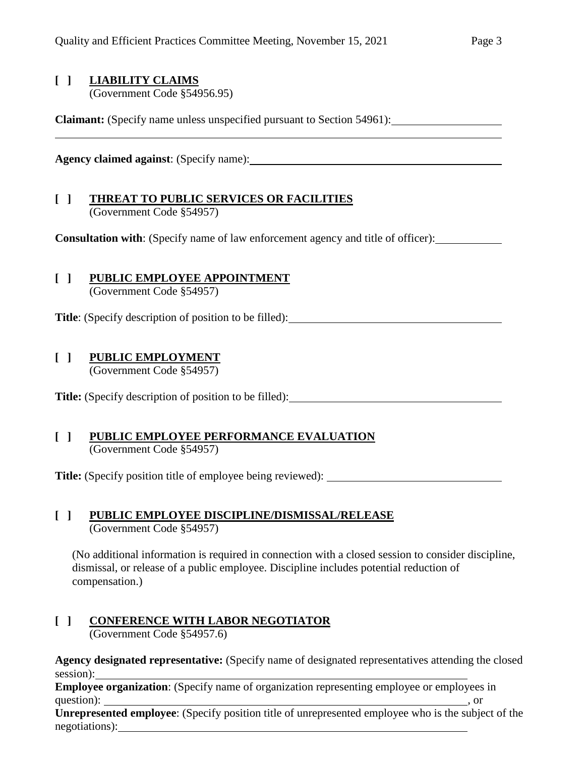**[ ] LIABILITY CLAIMS**
(Government Code §54956.95)

**Claimant:** (Specify name unless unspecified pursuant to Section 54961): ____________________

______________________________________________________________________________

**Agency claimed against**: (Specify name): ____________________________________________

**[ ] THREAT TO PUBLIC SERVICES OR FACILITIES**
(Government Code §54957)

**Consultation with**: (Specify name of law enforcement agency and title of officer): ____________

**[ ] PUBLIC EMPLOYEE APPOINTMENT**
(Government Code §54957)

**Title**: (Specify description of position to be filled): ______________________________________

**[ ] PUBLIC EMPLOYMENT**
(Government Code §54957)

**Title:** (Specify description of position to be filled): ______________________________________

**[ ] PUBLIC EMPLOYEE PERFORMANCE EVALUATION**
(Government Code §54957)

**Title:** (Specify position title of employee being reviewed): ________________________________

**[ ] PUBLIC EMPLOYEE DISCIPLINE/DISMISSAL/RELEASE**
(Government Code §54957)

(No additional information is required in connection with a closed session to consider discipline, dismissal, or release of a public employee. Discipline includes potential reduction of compensation.)

**[ ] CONFERENCE WITH LABOR NEGOTIATOR**
(Government Code §54957.6)

**Agency designated representative:** (Specify name of designated representatives attending the closed session): ______________________________________________________________________

**Employee organization**: (Specify name of organization representing employee or employees in question): ______________________________________________________________________, or

**Unrepresented employee**: (Specify position title of unrepresented employee who is the subject of the negotiations): ______________________________________________________________________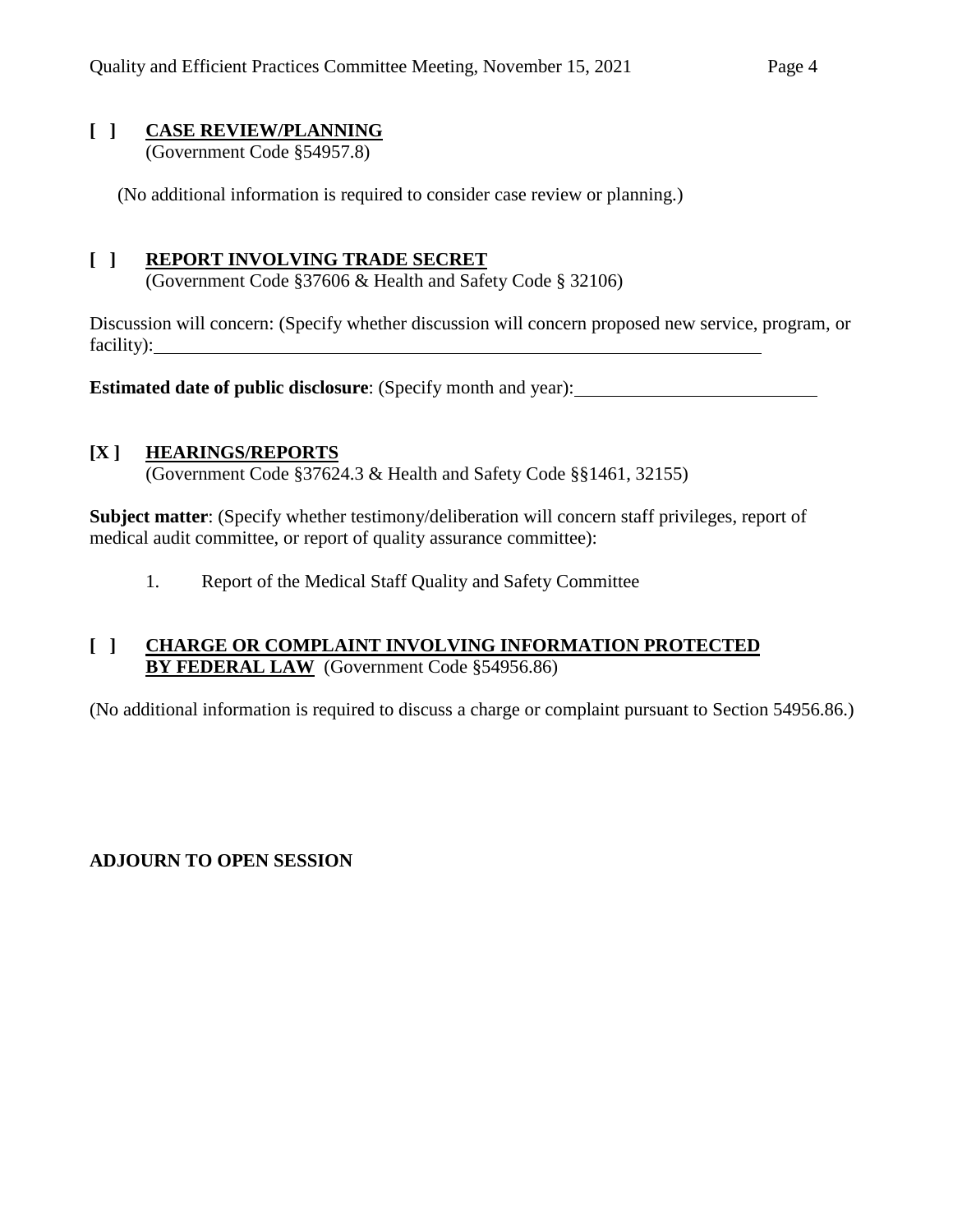**[ ] CASE REVIEW/PLANNING**
(Government Code §54957.8)

(No additional information is required to consider case review or planning.)

**[ ] REPORT INVOLVING TRADE SECRET**
(Government Code §37606 & Health and Safety Code § 32106)

Discussion will concern: (Specify whether discussion will concern proposed new service, program, or facility): ______________________________________________

**Estimated date of public disclosure**: (Specify month and year): ____________________

**[X ] HEARINGS/REPORTS**
(Government Code §37624.3 & Health and Safety Code §§1461, 32155)

**Subject matter**: (Specify whether testimony/deliberation will concern staff privileges, report of medical audit committee, or report of quality assurance committee):

1. Report of the Medical Staff Quality and Safety Committee

**[ ] CHARGE OR COMPLAINT INVOLVING INFORMATION PROTECTED BY FEDERAL LAW** (Government Code §54956.86)

(No additional information is required to discuss a charge or complaint pursuant to Section 54956.86.)

**ADJOURN TO OPEN SESSION**